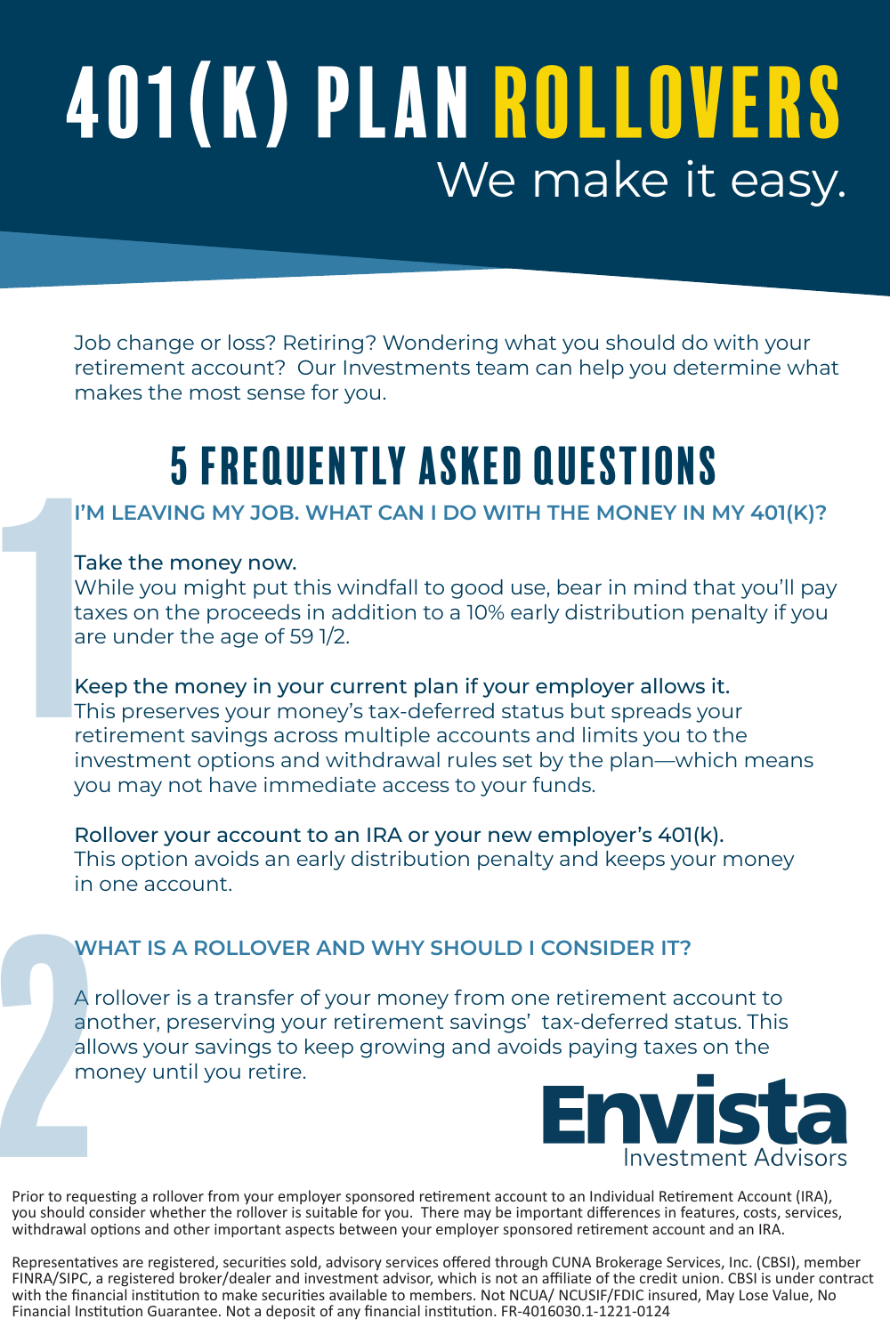# 401(K) PLAN ROLLOVERS

We make it easy.

Job change or loss? Retiring? Wondering what you should do with your retirement account? Our Investments team can help you determine what makes the most sense for you.

## 5 FREQUENTLY ASKED QUESTIONS

### 1 I'M LEAVING MY JOB. WHAT CAN I DO WITH THE MONEY IN MY 401(K)?

**Take the money now.**
While you might put this windfall to good use, bear in mind that you'll pay taxes on the proceeds in addition to a 10% early distribution penalty if you are under the age of 59 1/2.

**Keep the money in your current plan if your employer allows it.**
This preserves your money's tax-deferred status but spreads your retirement savings across multiple accounts and limits you to the investment options and withdrawal rules set by the plan—which means you may not have immediate access to your funds.

**Rollover your account to an IRA or your new employer's 401(k).**
This option avoids an early distribution penalty and keeps your money in one account.

### 2 WHAT IS A ROLLOVER AND WHY SHOULD I CONSIDER IT?

A rollover is a transfer of your money from one retirement account to another, preserving your retirement savings' tax-deferred status. This allows your savings to keep growing and avoids paying taxes on the money until you retire.

**Envista** Investment Advisors

Prior to requesting a rollover from your employer sponsored retirement account to an Individual Retirement Account (IRA), you should consider whether the rollover is suitable for you. There may be important differences in features, costs, services, withdrawal options and other important aspects between your employer sponsored retirement account and an IRA.

Representatives are registered, securities sold, advisory services offered through CUNA Brokerage Services, Inc. (CBSI), member FINRA/SIPC, a registered broker/dealer and investment advisor, which is not an affiliate of the credit union. CBSI is under contract with the financial institution to make securities available to members. Not NCUA/ NCUSIF/FDIC insured, May Lose Value, No Financial Institution Guarantee. Not a deposit of any financial institution. FR-4016030.1-1221-0124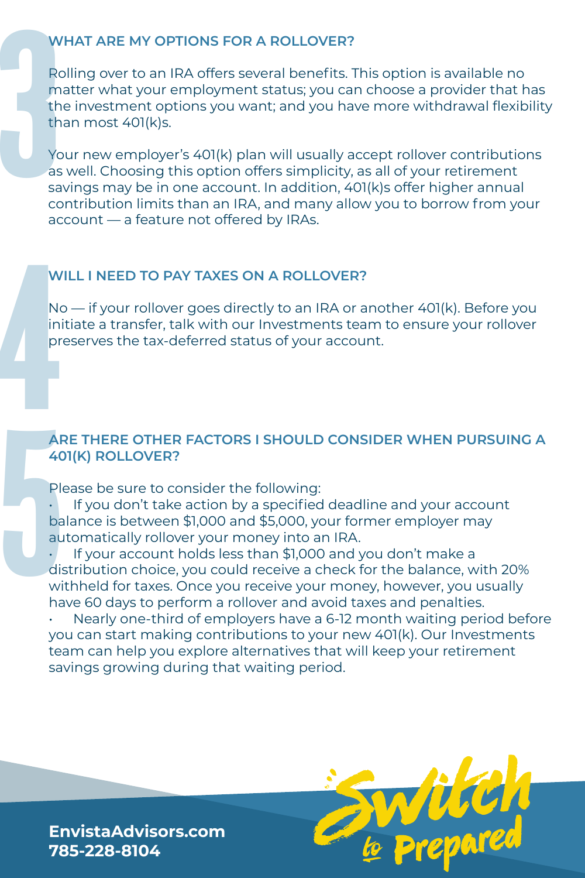## WHAT ARE MY OPTIONS FOR A ROLLOVER?

Rolling over to an IRA offers several benefits. This option is available no matter what your employment status; you can choose a provider that has the investment options you want; and you have more withdrawal flexibility than most 401(k)s.

Your new employer's 401(k) plan will usually accept rollover contributions as well. Choosing this option offers simplicity, as all of your retirement savings may be in one account. In addition, 401(k)s offer higher annual contribution limits than an IRA, and many allow you to borrow from your account — a feature not offered by IRAs.

## WILL I NEED TO PAY TAXES ON A ROLLOVER?

No — if your rollover goes directly to an IRA or another 401(k). Before you initiate a transfer, talk with our Investments team to ensure your rollover preserves the tax-deferred status of your account.

## ARE THERE OTHER FACTORS I SHOULD CONSIDER WHEN PURSUING A 401(K) ROLLOVER?

Please be sure to consider the following:

- If you don't take action by a specified deadline and your account balance is between $1,000 and $5,000, your former employer may automatically rollover your money into an IRA.
- If your account holds less than $1,000 and you don't make a distribution choice, you could receive a check for the balance, with 20% withheld for taxes. Once you receive your money, however, you usually have 60 days to perform a rollover and avoid taxes and penalties.
- Nearly one-third of employers have a 6-12 month waiting period before you can start making contributions to your new 401(k). Our Investments team can help you explore alternatives that will keep your retirement savings growing during that waiting period.

**EnvistaAdvisors.com**
**785-228-8104**

Switch to Prepared